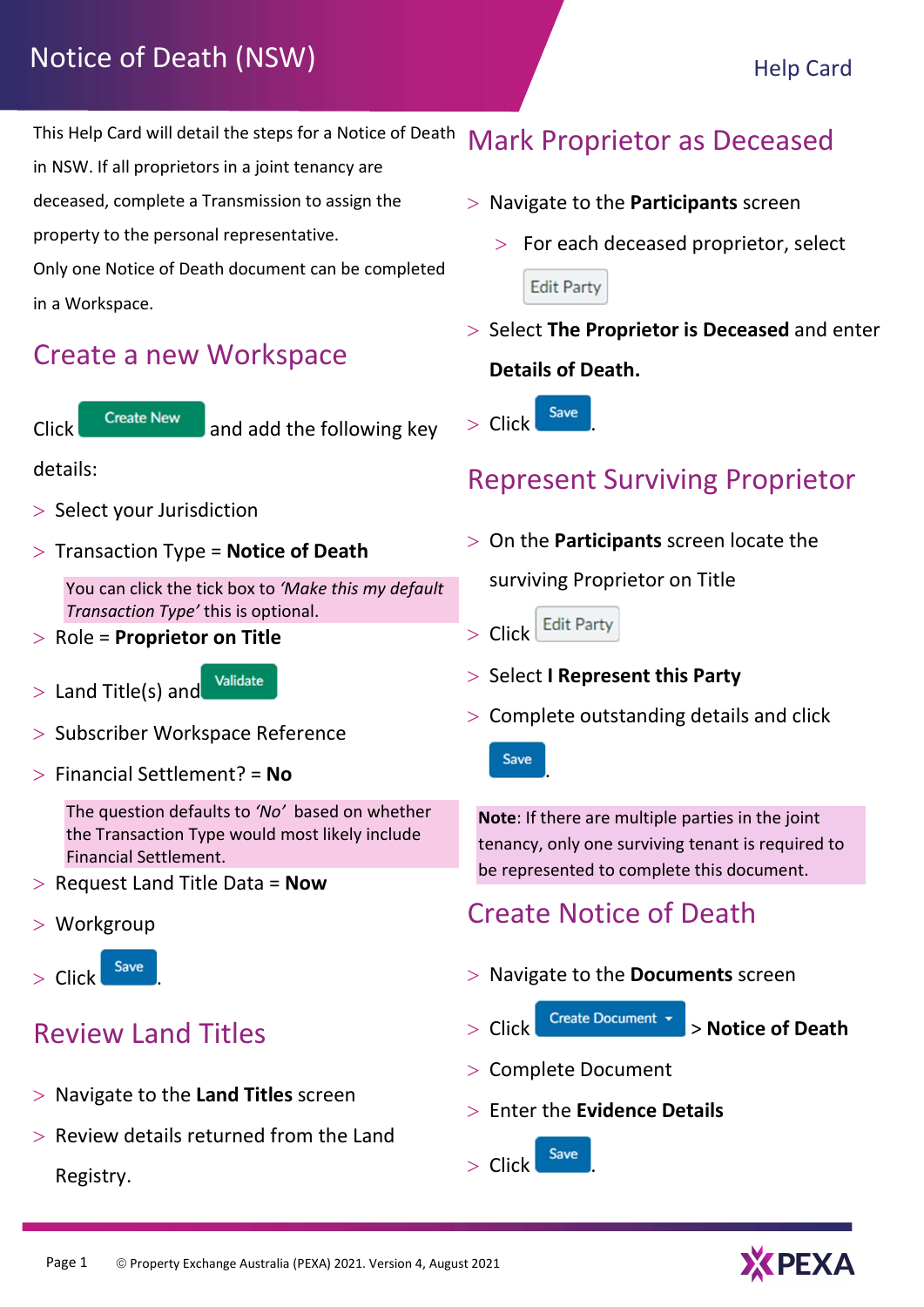# Notice of Death (NSW)

Help Card

This Help Card will detail the steps for a Notice of Death in NSW. If all proprietors in a joint tenancy are deceased, complete a Transmission to assign the property to the personal representative.

Only one Notice of Death document can be completed in a Workspace.

## Create a new Workspace

Click Create New and add the following key details:

- Select your Jurisdiction
- Transaction Type = **Notice of Death**

  You can click the tick box to *'Make this my default Transaction Type'* this is optional.

- Role = **Proprietor on Title**
- Land Title(s) and Validate
- Subscriber Workspace Reference
- Financial Settlement? = **No**

  The question defaults to *'No'* based on whether the Transaction Type would most likely include Financial Settlement.

- Request Land Title Data = **Now**
- Workgroup
- Click Save.

## Review Land Titles

- Navigate to the **Land Titles** screen
- Review details returned from the Land Registry.

## Mark Proprietor as Deceased

- Navigate to the **Participants** screen
  - For each deceased proprietor, select Edit Party
- Select **The Proprietor is Deceased** and enter **Details of Death.**
- Click Save.

## Represent Surviving Proprietor

- On the **Participants** screen locate the surviving Proprietor on Title
- Click Edit Party
- Select **I Represent this Party**
- Complete outstanding details and click Save.

**Note**: If there are multiple parties in the joint tenancy, only one surviving tenant is required to be represented to complete this document.

## Create Notice of Death

- Navigate to the **Documents** screen
- Click Create Document > **Notice of Death**
- Complete Document
- Enter the **Evidence Details**
- Click Save.

© Property Exchange Australia (PEXA) 2021. Version 4, August 2021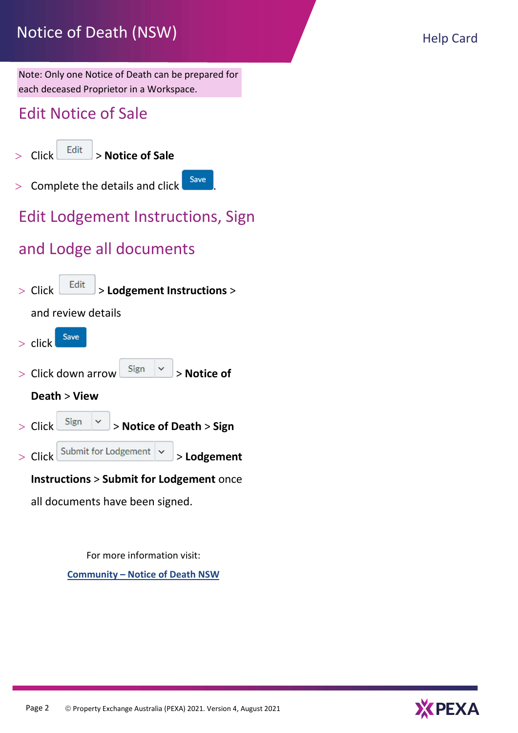# Notice of Death (NSW)

Help Card

Note: Only one Notice of Death can be prepared for each deceased Proprietor in a Workspace.

## Edit Notice of Sale

- Click Edit > **Notice of Sale**
- Complete the details and click Save.

## Edit Lodgement Instructions, Sign and Lodge all documents

- Click Edit > **Lodgement Instructions** > and review details
- click Save
- Click down arrow Sign > **Notice of Death** > **View**
- Click Sign > **Notice of Death** > **Sign**
- Click Submit for Lodgement > **Lodgement Instructions** > **Submit for Lodgement** once all documents have been signed.

For more information visit:

Community – Notice of Death NSW

© Property Exchange Australia (PEXA) 2021. Version 4, August 2021